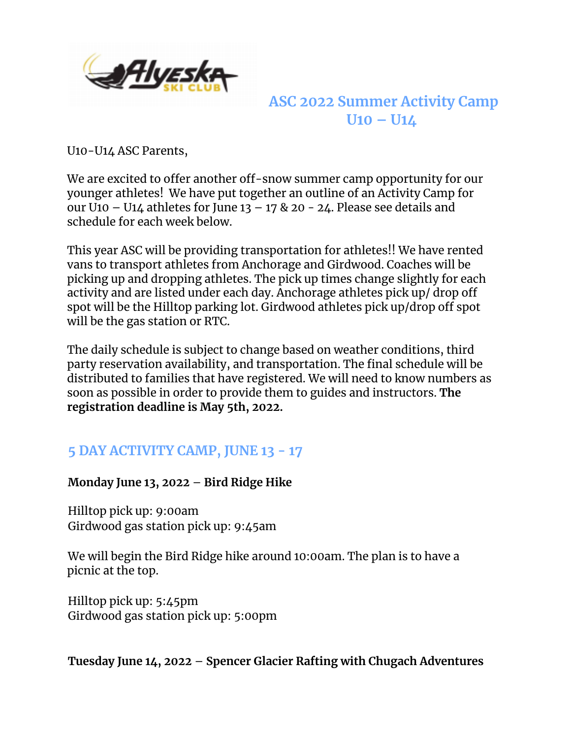# ASC 2022 Summer Activity Camp U10 – U14

U10-U14 ASC Parents,

We are excited to offer another off-snow summer camp opportunity for our younger athletes! We have put together an outline of an Activity Camp for our U10 – U14 athletes for June 13 – 17 & 20 - 24. Please see details and schedule for each week below.

This year ASC will be providing transportation for athletes!! We have rented vans to transport athletes from Anchorage and Girdwood. Coaches will be picking up and dropping athletes. The pick up times change slightly for each activity and are listed under each day. Anchorage athletes pick up/ drop off spot will be the Hilltop parking lot. Girdwood athletes pick up/drop off spot will be the gas station or RTC.

The daily schedule is subject to change based on weather conditions, third party reservation availability, and transportation. The final schedule will be distributed to families that have registered. We will need to know numbers as soon as possible in order to provide them to guides and instructors. **The registration deadline is May 5th, 2022.**

## 5 DAY ACTIVITY CAMP, JUNE 13 - 17

**Monday June 13, 2022 – Bird Ridge Hike**

Hilltop pick up: 9:00am
Girdwood gas station pick up: 9:45am

We will begin the Bird Ridge hike around 10:00am. The plan is to have a picnic at the top.

Hilltop pick up: 5:45pm
Girdwood gas station pick up: 5:00pm

**Tuesday June 14, 2022 – Spencer Glacier Rafting with Chugach Adventures**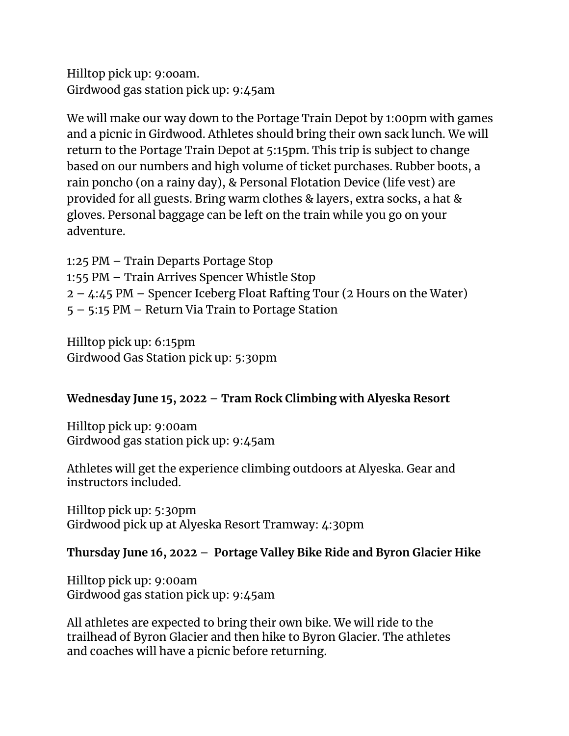Hilltop pick up: 9:00am.
Girdwood gas station pick up: 9:45am

We will make our way down to the Portage Train Depot by 1:00pm with games and a picnic in Girdwood. Athletes should bring their own sack lunch. We will return to the Portage Train Depot at 5:15pm. This trip is subject to change based on our numbers and high volume of ticket purchases. Rubber boots, a rain poncho (on a rainy day), & Personal Flotation Device (life vest) are provided for all guests. Bring warm clothes & layers, extra socks, a hat & gloves. Personal baggage can be left on the train while you go on your adventure.

1:25 PM – Train Departs Portage Stop
1:55 PM – Train Arrives Spencer Whistle Stop
2 – 4:45 PM – Spencer Iceberg Float Rafting Tour (2 Hours on the Water)
5 – 5:15 PM – Return Via Train to Portage Station

Hilltop pick up: 6:15pm
Girdwood Gas Station pick up: 5:30pm

**Wednesday June 15, 2022 – Tram Rock Climbing with Alyeska Resort**

Hilltop pick up: 9:00am
Girdwood gas station pick up: 9:45am

Athletes will get the experience climbing outdoors at Alyeska. Gear and instructors included.

Hilltop pick up: 5:30pm
Girdwood pick up at Alyeska Resort Tramway: 4:30pm

**Thursday June 16, 2022 – Portage Valley Bike Ride and Byron Glacier Hike**

Hilltop pick up: 9:00am
Girdwood gas station pick up: 9:45am

All athletes are expected to bring their own bike. We will ride to the trailhead of Byron Glacier and then hike to Byron Glacier. The athletes and coaches will have a picnic before returning.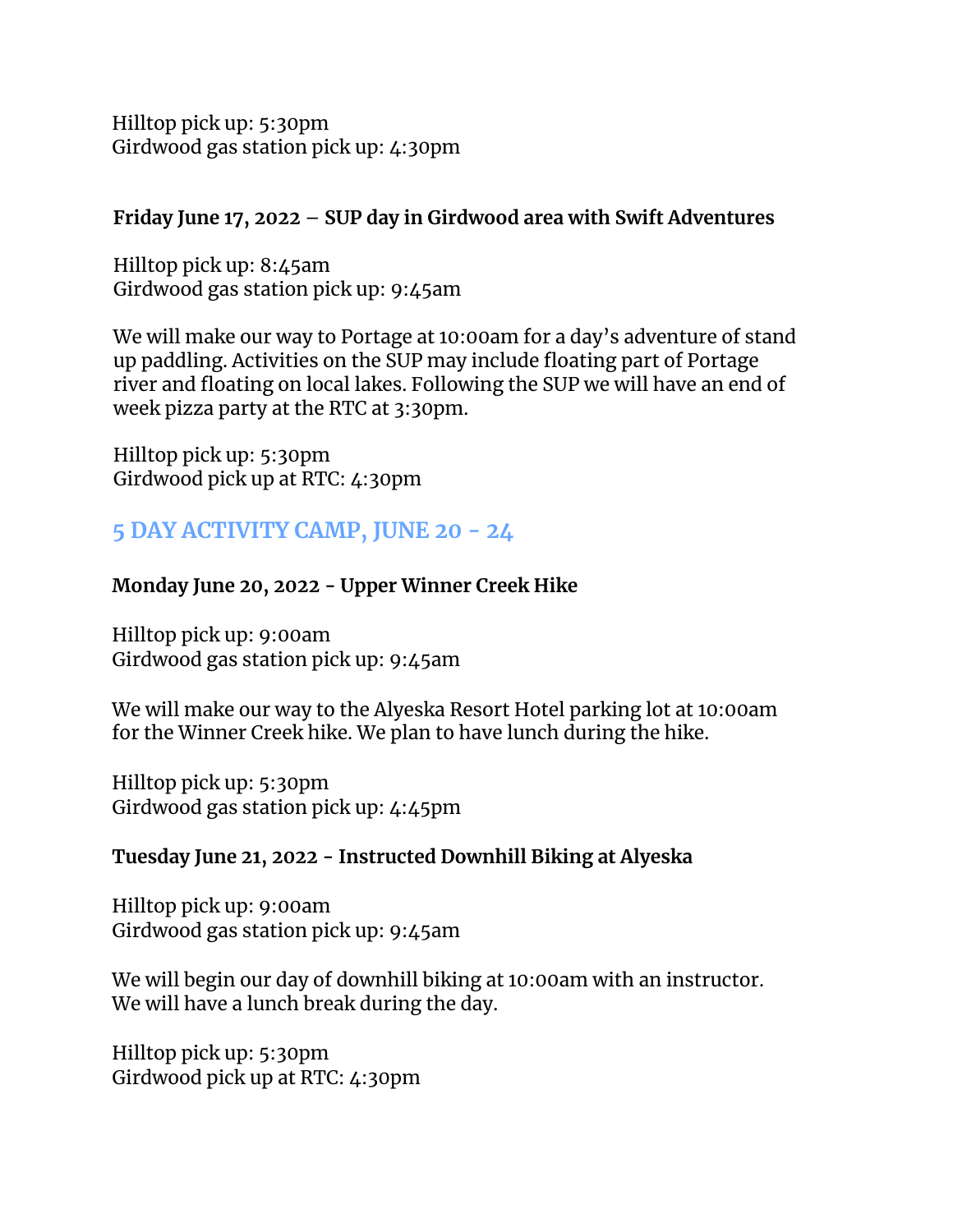Hilltop pick up: 5:30pm
Girdwood gas station pick up: 4:30pm

**Friday June 17, 2022 – SUP day in Girdwood area with Swift Adventures**

Hilltop pick up: 8:45am
Girdwood gas station pick up: 9:45am

We will make our way to Portage at 10:00am for a day's adventure of stand up paddling. Activities on the SUP may include floating part of Portage river and floating on local lakes. Following the SUP we will have an end of week pizza party at the RTC at 3:30pm.

Hilltop pick up: 5:30pm
Girdwood pick up at RTC: 4:30pm

## 5 DAY ACTIVITY CAMP, JUNE 20 - 24

**Monday June 20, 2022 - Upper Winner Creek Hike**

Hilltop pick up: 9:00am
Girdwood gas station pick up: 9:45am

We will make our way to the Alyeska Resort Hotel parking lot at 10:00am for the Winner Creek hike. We plan to have lunch during the hike.

Hilltop pick up: 5:30pm
Girdwood gas station pick up: 4:45pm

**Tuesday June 21, 2022 - Instructed Downhill Biking at Alyeska**

Hilltop pick up: 9:00am
Girdwood gas station pick up: 9:45am

We will begin our day of downhill biking at 10:00am with an instructor. We will have a lunch break during the day.

Hilltop pick up: 5:30pm
Girdwood pick up at RTC: 4:30pm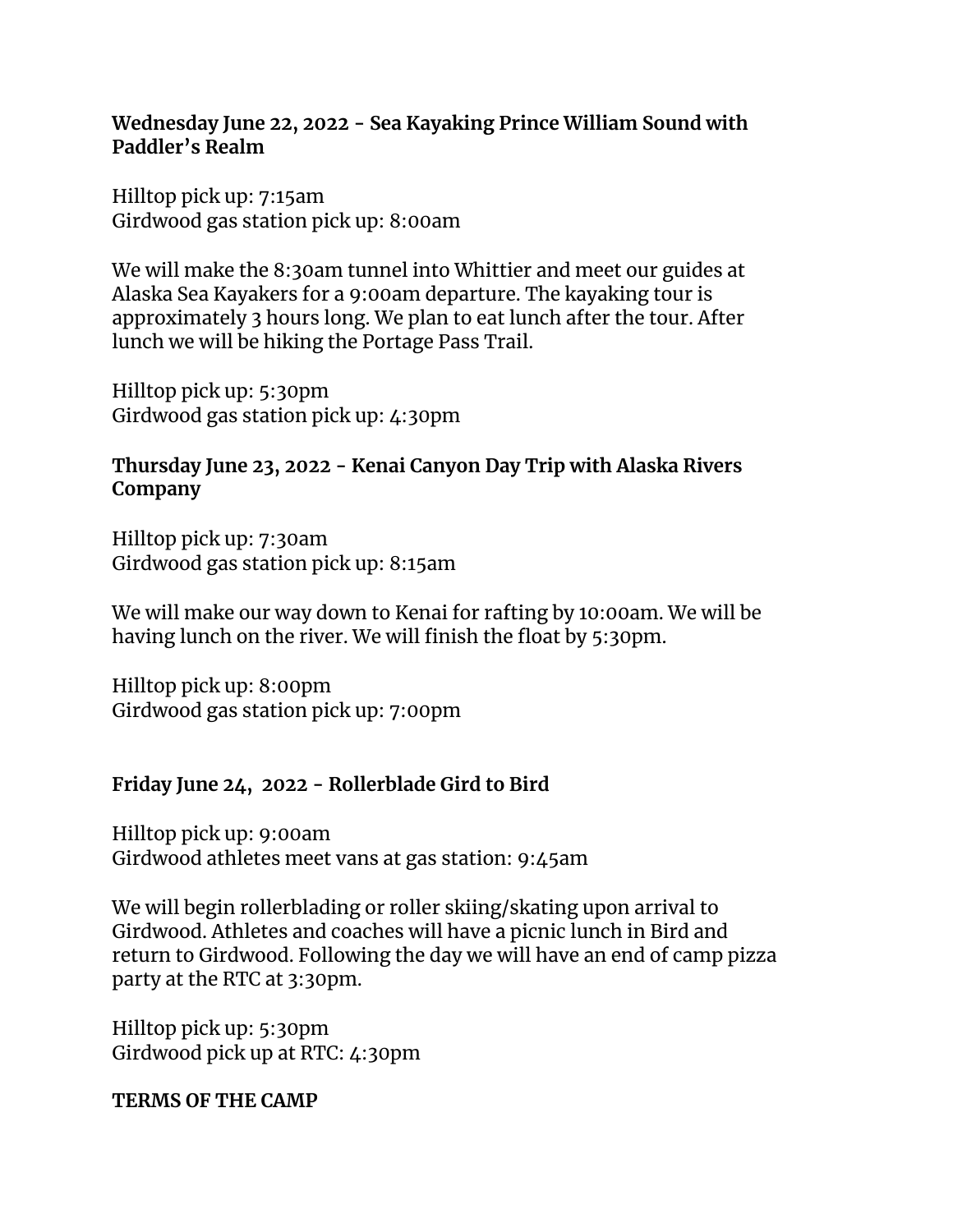**Wednesday June 22, 2022 - Sea Kayaking Prince William Sound with Paddler's Realm**

Hilltop pick up: 7:15am
Girdwood gas station pick up: 8:00am

We will make the 8:30am tunnel into Whittier and meet our guides at Alaska Sea Kayakers for a 9:00am departure. The kayaking tour is approximately 3 hours long. We plan to eat lunch after the tour. After lunch we will be hiking the Portage Pass Trail.

Hilltop pick up: 5:30pm
Girdwood gas station pick up: 4:30pm

**Thursday June 23, 2022 - Kenai Canyon Day Trip with Alaska Rivers Company**

Hilltop pick up: 7:30am
Girdwood gas station pick up: 8:15am

We will make our way down to Kenai for rafting by 10:00am. We will be having lunch on the river. We will finish the float by 5:30pm.

Hilltop pick up: 8:00pm
Girdwood gas station pick up: 7:00pm

**Friday June 24, 2022 - Rollerblade Gird to Bird**

Hilltop pick up: 9:00am
Girdwood athletes meet vans at gas station: 9:45am

We will begin rollerblading or roller skiing/skating upon arrival to Girdwood. Athletes and coaches will have a picnic lunch in Bird and return to Girdwood. Following the day we will have an end of camp pizza party at the RTC at 3:30pm.

Hilltop pick up: 5:30pm
Girdwood pick up at RTC: 4:30pm

**TERMS OF THE CAMP**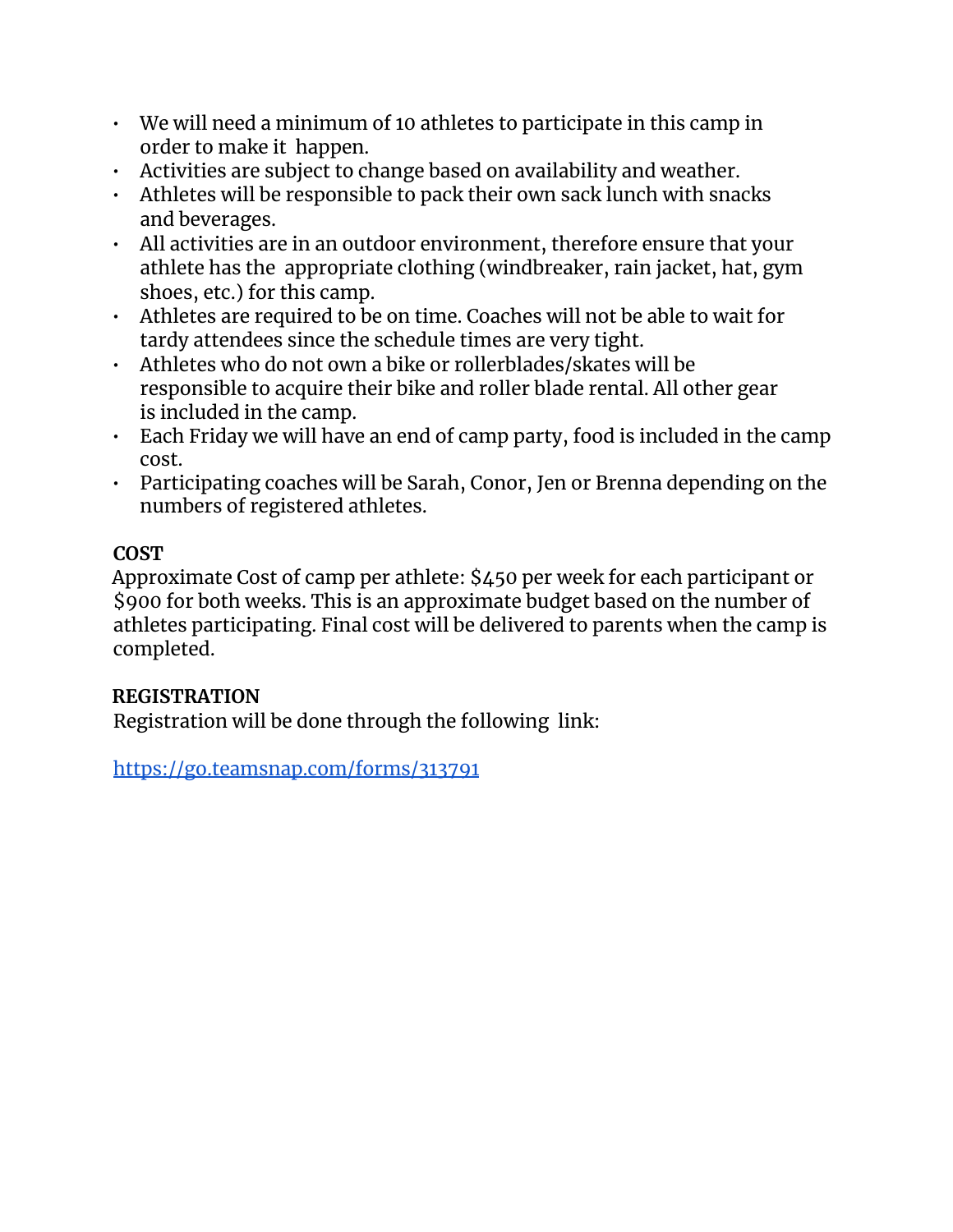- We will need a minimum of 10 athletes to participate in this camp in order to make it happen.
- Activities are subject to change based on availability and weather.
- Athletes will be responsible to pack their own sack lunch with snacks and beverages.
- All activities are in an outdoor environment, therefore ensure that your athlete has the appropriate clothing (windbreaker, rain jacket, hat, gym shoes, etc.) for this camp.
- Athletes are required to be on time. Coaches will not be able to wait for tardy attendees since the schedule times are very tight.
- Athletes who do not own a bike or rollerblades/skates will be responsible to acquire their bike and roller blade rental. All other gear is included in the camp.
- Each Friday we will have an end of camp party, food is included in the camp cost.
- Participating coaches will be Sarah, Conor, Jen or Brenna depending on the numbers of registered athletes.

**COST**

Approximate Cost of camp per athlete: $450 per week for each participant or $900 for both weeks. This is an approximate budget based on the number of athletes participating. Final cost will be delivered to parents when the camp is completed.

**REGISTRATION**

Registration will be done through the following link:

https://go.teamsnap.com/forms/313791